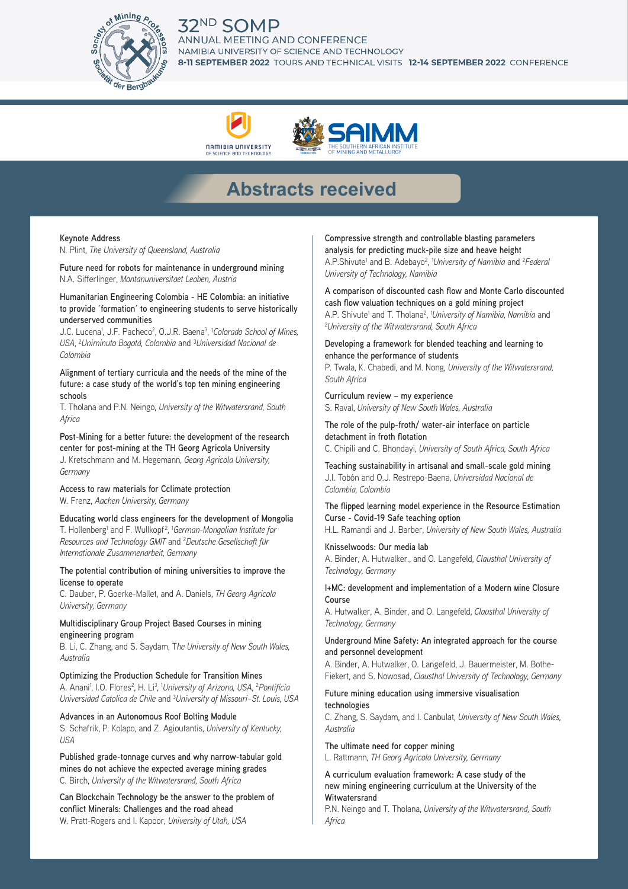32ND SOMP
ANNUAL MEETING AND CONFERENCE
NAMIBIA UNIVERSITY OF SCIENCE AND TECHNOLOGY
8-11 SEPTEMBER 2022 TOURS AND TECHNICAL VISITS 12-14 SEPTEMBER 2022 CONFERENCE

# Abstracts received

**Keynote Address**
N. Plint, *The University of Queensland, Australia*

**Future need for robots for maintenance in underground mining**
N.A. Sifferlinger, *Montanuniversitaet Leoben, Austria*

**Humanitarian Engineering Colombia - HE Colombia: an initiative to provide ´formation´ to engineering students to serve historically underserved communities**
J.C. Lucena[1], J.F. Pacheco[2], O.J.R. Baena[3], [1]*Colorado School of Mines, USA*, [2]*Uniminuto Bogotá, Colombia* and [3]*Universidad Nacional de Colombia*

**Alignment of tertiary curricula and the needs of the mine of the future: a case study of the world's top ten mining engineering schools**
T. Tholana and P.N. Neingo, *University of the Witwatersrand, South Africa*

**Post-Mining for a better future: the development of the research center for post-mining at the TH Georg Agricola University**
J. Kretschmann and M. Hegemann, *Georg Agricola University, Germany*

**Access to raw materials for Cclimate protection**
W. Frenz, *Aachen University, Germany*

**Educating world class engineers for the development of Mongolia**
T. Hollenberg[1] and F. Wullkopf[2], [1]*German-Mongolian Institute for Resources and Technology GMIT* and [2]*Deutsche Gesellschaft für Internationale Zusammenarbeit, Germany*

**The potential contribution of mining universities to improve the license to operate**
C. Dauber, P. Goerke-Mallet, and A. Daniels, *TH Georg Agricola University, Germany*

**Multidisciplinary Group Project Based Courses in mining engineering program**
B. Li, C. Zhang, and S. Saydam, *The University of New South Wales, Australia*

**Optimizing the Production Schedule for Transition Mines**
A. Anani[1], I.O. Flores[2], H. Li[3], [1]*University of Arizona, USA*, [2]*Pontificia Universidad Catolica de Chile* and [3]*University of Missouri–St. Louis, USA*

**Advances in an Autonomous Roof Bolting Module**
S. Schafrik, P. Kolapo, and Z. Agioutantis, *University of Kentucky, USA*

**Published grade-tonnage curves and why narrow-tabular gold mines do not achieve the expected average mining grades**
C. Birch, *University of the Witwatersrand, South Africa*

**Can Blockchain Technology be the answer to the problem of conflict Minerals: Challenges and the road ahead**
W. Pratt-Rogers and I. Kapoor, *University of Utah, USA*

**Compressive strength and controllable blasting parameters analysis for predicting muck-pile size and heave height**
A.P.Shivute[1] and B. Adebayo[2], [1]*University of Namibia* and [2]*Federal University of Technology, Namibia*

**A comparison of discounted cash flow and Monte Carlo discounted cash flow valuation techniques on a gold mining project**
A.P. Shivute[1] and T. Tholana[2], [1]*University of Namibia, Namibia* and [2]*University of the Witwatersrand, South Africa*

**Developing a framework for blended teaching and learning to enhance the performance of students**
P. Twala, K. Chabedi, and M. Nong, *University of the Witwatersrand, South Africa*

**Curriculum review – my experience**
S. Raval, *University of New South Wales, Australia*

**The role of the pulp-froth/ water-air interface on particle detachment in froth flotation**
C. Chipili and C. Bhondayi, *University of South Africa, South Africa*

**Teaching sustainability in artisanal and small-scale gold mining**
J.I. Tobón and O.J. Restrepo-Baena, *Universidad Nacional de Colombia, Colombia*

**The flipped learning model experience in the Resource Estimation Curse - Covid-19 Safe teaching option**
H.L. Ramandi and J. Barber, *University of New South Wales, Australia*

**Knisselwoods: Our media lab**
A. Binder, A. Hutwalker., and O. Langefeld, *Clausthal University of Technology, Germany*

**I+MC: development and implementation of a Modern Mine Closure Course**
A. Hutwalker, A. Binder, and O. Langefeld, *Clausthal University of Technology, Germany*

**Underground Mine Safety: An integrated approach for the course and personnel development**
A. Binder, A. Hutwalker, O. Langefeld, J. Bauermeister, M. Bothe-Fiekert, and S. Nowosad, *Clausthal University of Technology, Germany*

**Future mining education using immersive visualisation technologies**
C. Zhang, S. Saydam, and I. Canbulat, *University of New South Wales, Australia*

**The ultimate need for copper mining**
L. Rattmann, *TH Georg Agricola University, Germany*

**A curriculum evaluation framework: A case study of the new mining engineering curriculum at the University of the Witwatersrand**
P.N. Neingo and T. Tholana, *University of the Witwatersrand, South Africa*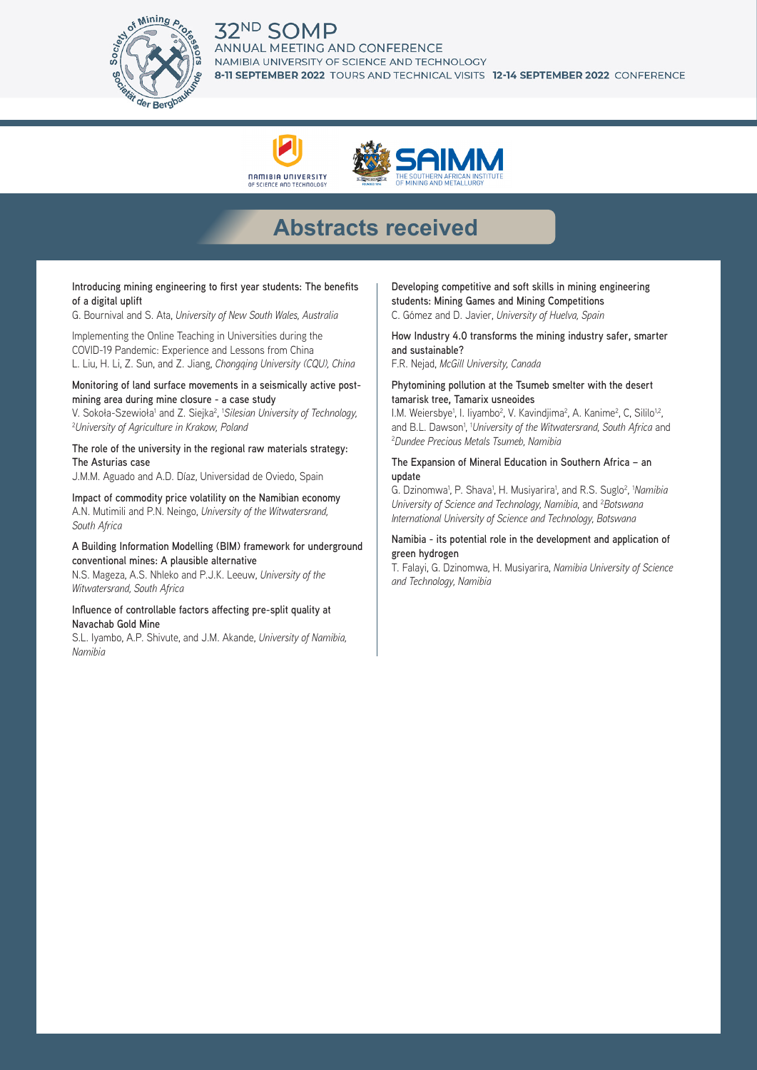# Abstracts received

**Introducing mining engineering to first year students: The benefits of a digital uplift**
G. Bournival and S. Ata, *University of New South Wales, Australia*

Implementing the Online Teaching in Universities during the COVID-19 Pandemic: Experience and Lessons from China
L. Liu, H. Li, Z. Sun, and Z. Jiang, *Chongqing University (CQU), China*

**Monitoring of land surface movements in a seismically active post-mining area during mine closure - a case study**
V. Sokoła-Szewioła[1] and Z. Siejka[2], [1]*Silesian University of Technology,* [2]*University of Agriculture in Krakow, Poland*

**The role of the university in the regional raw materials strategy: The Asturias case**
J.M.M. Aguado and A.D. Díaz, Universidad de Oviedo, Spain

**Impact of commodity price volatility on the Namibian economy**
A.N. Mutimili and P.N. Neingo, *University of the Witwatersrand, South Africa*

**A Building Information Modelling (BIM) framework for underground conventional mines: A plausible alternative**
N.S. Mageza, A.S. Nhleko and P.J.K. Leeuw, *University of the Witwatersrand, South Africa*

**Influence of controllable factors affecting pre-split quality at Navachab Gold Mine**
S.L. Iyambo, A.P. Shivute, and J.M. Akande, *University of Namibia, Namibia*

**Developing competitive and soft skills in mining engineering students: Mining Games and Mining Competitions**
C. Gómez and D. Javier, *University of Huelva, Spain*

**How Industry 4.0 transforms the mining industry safer, smarter and sustainable?**
F.R. Nejad, *McGill University, Canada*

**Phytomining pollution at the Tsumeb smelter with the desert tamarisk tree, Tamarix usneoides**
I.M. Weiersbye[1], I. Iiyambo[2], V. Kavindjima[2], A. Kanime[2], C, Sililo[1,2], and B.L. Dawson[1], [1]*University of the Witwatersrand, South Africa* and [2]*Dundee Precious Metals Tsumeb, Namibia*

**The Expansion of Mineral Education in Southern Africa – an update**
G. Dzinomwa[1], P. Shava[1], H. Musiyarira[1], and R.S. Suglo[2], [1]*Namibia University of Science and Technology, Namibia*, and [2]*Botswana International University of Science and Technology, Botswana*

**Namibia - its potential role in the development and application of green hydrogen**
T. Falayi, G. Dzinomwa, H. Musiyarira, *Namibia University of Science and Technology, Namibia*